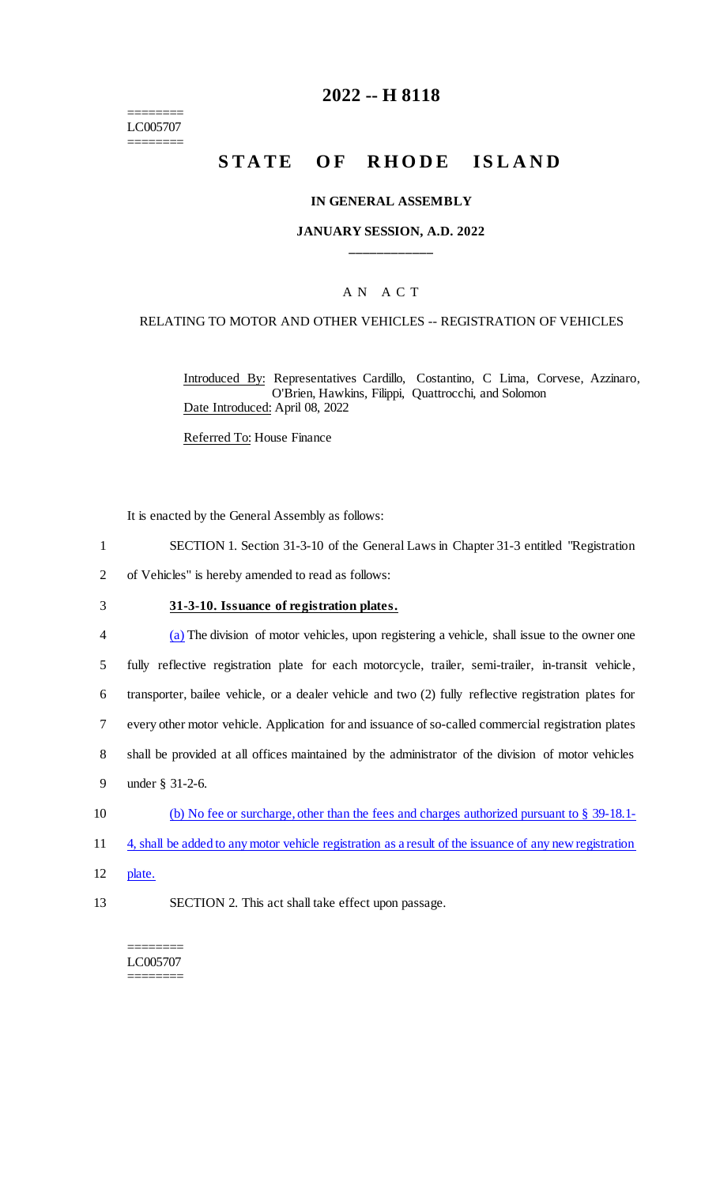========
LC005707
========

# 2022 -- H 8118

# STATE OF RHODE ISLAND

### IN GENERAL ASSEMBLY

### JANUARY SESSION, A.D. 2022

____________

A N A C T

RELATING TO MOTOR AND OTHER VEHICLES -- REGISTRATION OF VEHICLES

Introduced By: Representatives Cardillo, Costantino, C Lima, Corvese, Azzinaro, O'Brien, Hawkins, Filippi, Quattrocchi, and Solomon

Date Introduced: April 08, 2022

Referred To: House Finance

It is enacted by the General Assembly as follows:

1 SECTION 1. Section 31-3-10 of the General Laws in Chapter 31-3 entitled "Registration
2 of Vehicles" is hereby amended to read as follows:

3 **31-3-10. Issuance of registration plates.**

4 (a) The division of motor vehicles, upon registering a vehicle, shall issue to the owner one
5 fully reflective registration plate for each motorcycle, trailer, semi-trailer, in-transit vehicle,
6 transporter, bailee vehicle, or a dealer vehicle and two (2) fully reflective registration plates for
7 every other motor vehicle. Application for and issuance of so-called commercial registration plates
8 shall be provided at all offices maintained by the administrator of the division of motor vehicles
9 under § 31-2-6.

10 (b) No fee or surcharge, other than the fees and charges authorized pursuant to § 39-18.1-
11 4, shall be added to any motor vehicle registration as a result of the issuance of any new registration
12 plate.

13 SECTION 2. This act shall take effect upon passage.

========
LC005707
========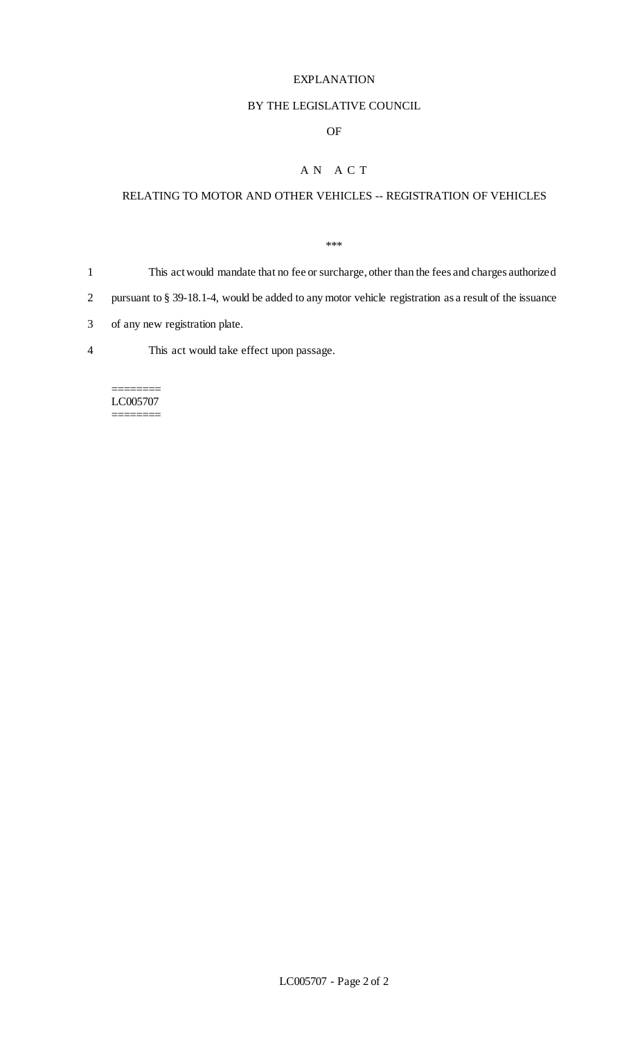EXPLANATION

BY THE LEGISLATIVE COUNCIL

OF

A N A C T

RELATING TO MOTOR AND OTHER VEHICLES -- REGISTRATION OF VEHICLES

\*\*\*

1 This act would mandate that no fee or surcharge, other than the fees and charges authorized
2 pursuant to § 39-18.1-4, would be added to any motor vehicle registration as a result of the issuance
3 of any new registration plate.
4 This act would take effect upon passage.

========
LC005707
========